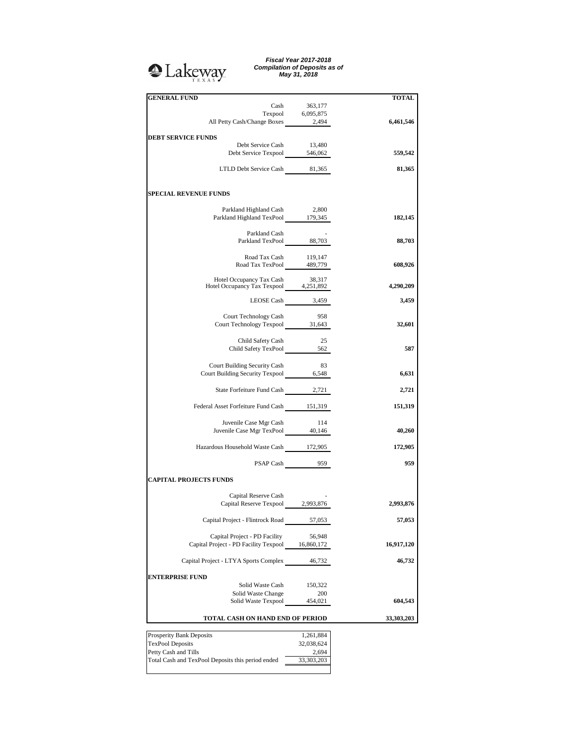Lakeway TEXAS

***Fiscal Year 2017-2018***
***Compilation of Deposits as of***
***May 31, 2018***

| **GENERAL FUND** | | **TOTAL** |
|---|---|---|
| Cash | 363,177 | |
| Texpool | 6,095,875 | |
| All Petty Cash/Change Boxes | 2,494 | **6,461,546** |
| **DEBT SERVICE FUNDS** | | |
| Debt Service Cash | 13,480 | |
| Debt Service Texpool | 546,062 | **559,542** |
| LTLD Debt Service Cash | 81,365 | **81,365** |
| **SPECIAL REVENUE FUNDS** | | |
| Parkland Highland Cash | 2,800 | |
| Parkland Highland TexPool | 179,345 | **182,145** |
| Parkland Cash | - | |
| Parkland TexPool | 88,703 | **88,703** |
| Road Tax Cash | 119,147 | |
| Road Tax TexPool | 489,779 | **608,926** |
| Hotel Occupancy Tax Cash | 38,317 | |
| Hotel Occupancy Tax Texpool | 4,251,892 | **4,290,209** |
| LEOSE Cash | 3,459 | **3,459** |
| Court Technology Cash | 958 | |
| Court Technology Texpool | 31,643 | **32,601** |
| Child Safety Cash | 25 | |
| Child Safety TexPool | 562 | **587** |
| Court Building Security Cash | 83 | |
| Court Building Security Texpool | 6,548 | **6,631** |
| State Forfeiture Fund Cash | 2,721 | **2,721** |
| Federal Asset Forfeiture Fund Cash | 151,319 | **151,319** |
| Juvenile Case Mgr Cash | 114 | |
| Juvenile Case Mgr TexPool | 40,146 | **40,260** |
| Hazardous Household Waste Cash | 172,905 | **172,905** |
| PSAP Cash | 959 | **959** |
| **CAPITAL PROJECTS FUNDS** | | |
| Capital Reserve Cash | - | |
| Capital Reserve Texpool | 2,993,876 | **2,993,876** |
| Capital Project - Flintrock Road | 57,053 | **57,053** |
| Capital Project - PD Facility | 56,948 | |
| Capital Project - PD Facility Texpool | 16,860,172 | **16,917,120** |
| Capital Project - LTYA Sports Complex | 46,732 | **46,732** |
| **ENTERPRISE FUND** | | |
| Solid Waste Cash | 150,322 | |
| Solid Waste Change | 200 | |
| Solid Waste Texpool | 454,021 | **604,543** |
| **TOTAL CASH ON HAND END OF PERIOD** | | **33,303,203** |

| | |
|---|---|
| Prosperity Bank Deposits | 1,261,884 |
| TexPool Deposits | 32,038,624 |
| Petty Cash and Tills | 2,694 |
| Total Cash and TexPool Deposits this period ended | 33,303,203 |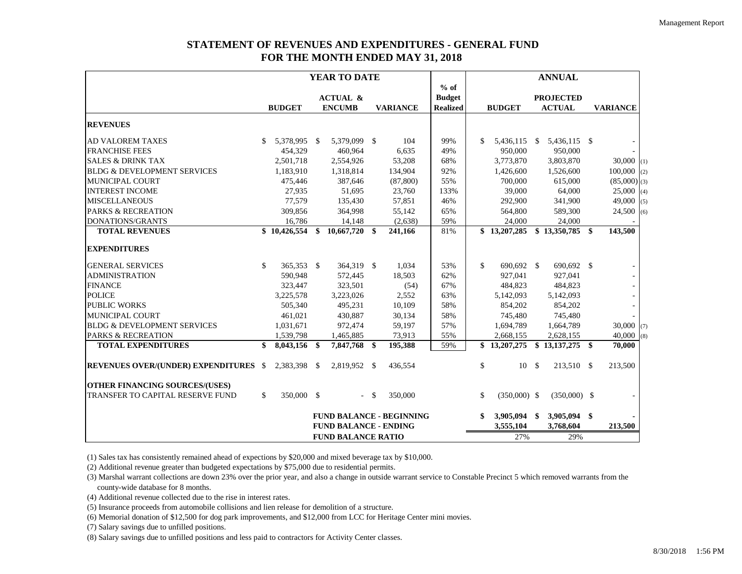# STATEMENT OF REVENUES AND EXPENDITURES - GENERAL FUND
## FOR THE MONTH ENDED MAY 31, 2018

| | YEAR TO DATE | | | % of Budget Realized | ANNUAL | | | |
|---|---|---|---|---|---|---|---|---|
| | BUDGET | ACTUAL & ENCUMB | VARIANCE | | BUDGET | PROJECTED ACTUAL | VARIANCE | |
| **REVENUES** | | | | | | | | |
| AD VALOREM TAXES | $ 5,378,995 | $ 5,379,099 | $ 104 | 99% | $ 5,436,115 | $ 5,436,115 | $ - | |
| FRANCHISE FEES | 454,329 | 460,964 | 6,635 | 49% | 950,000 | 950,000 | - | |
| SALES & DRINK TAX | 2,501,718 | 2,554,926 | 53,208 | 68% | 3,773,870 | 3,803,870 | 30,000 | (1) |
| BLDG & DEVELOPMENT SERVICES | 1,183,910 | 1,318,814 | 134,904 | 92% | 1,426,600 | 1,526,600 | 100,000 | (2) |
| MUNICIPAL COURT | 475,446 | 387,646 | (87,800) | 55% | 700,000 | 615,000 | (85,000) | (3) |
| INTEREST INCOME | 27,935 | 51,695 | 23,760 | 133% | 39,000 | 64,000 | 25,000 | (4) |
| MISCELLANEOUS | 77,579 | 135,430 | 57,851 | 46% | 292,900 | 341,900 | 49,000 | (5) |
| PARKS & RECREATION | 309,856 | 364,998 | 55,142 | 65% | 564,800 | 589,300 | 24,500 | (6) |
| DONATIONS/GRANTS | 16,786 | 14,148 | (2,638) | 59% | 24,000 | 24,000 | - | |
| **TOTAL REVENUES** | **$ 10,426,554** | **$ 10,667,720** | **$ 241,166** | 81% | **$ 13,207,285** | **$ 13,350,785** | **$ 143,500** | |
| **EXPENDITURES** | | | | | | | | |
| GENERAL SERVICES | $ 365,353 | $ 364,319 | $ 1,034 | 53% | $ 690,692 | $ 690,692 | $ - | |
| ADMINISTRATION | 590,948 | 572,445 | 18,503 | 62% | 927,041 | 927,041 | - | |
| FINANCE | 323,447 | 323,501 | (54) | 67% | 484,823 | 484,823 | - | |
| POLICE | 3,225,578 | 3,223,026 | 2,552 | 63% | 5,142,093 | 5,142,093 | - | |
| PUBLIC WORKS | 505,340 | 495,231 | 10,109 | 58% | 854,202 | 854,202 | - | |
| MUNICIPAL COURT | 461,021 | 430,887 | 30,134 | 58% | 745,480 | 745,480 | - | |
| BLDG & DEVELOPMENT SERVICES | 1,031,671 | 972,474 | 59,197 | 57% | 1,694,789 | 1,664,789 | 30,000 | (7) |
| PARKS & RECREATION | 1,539,798 | 1,465,885 | 73,913 | 55% | 2,668,155 | 2,628,155 | 40,000 | (8) |
| **TOTAL EXPENDITURES** | **$ 8,043,156** | **$ 7,847,768** | **$ 195,388** | 59% | **$ 13,207,275** | **$ 13,137,275** | **$ 70,000** | |
| **REVENUES OVER/(UNDER) EXPENDITURES** | $ 2,383,398 | $ 2,819,952 | $ 436,554 | | $ 10 | $ 213,510 | $ 213,500 | |
| **OTHER FINANCING SOURCES/(USES)** | | | | | | | | |
| TRANSFER TO CAPITAL RESERVE FUND | $ 350,000 | $ - | $ 350,000 | | $ (350,000) | $ (350,000) | $ - | |
| | | **FUND BALANCE - BEGINNING** | | | **$ 3,905,094** | **$ 3,905,094** | **$ -** | |
| | | **FUND BALANCE - ENDING** | | | **3,555,104** | **3,768,604** | **213,500** | |
| | | **FUND BALANCE RATIO** | | | 27% | 29% | | |

(1) Sales tax has consistently remained ahead of expections by $20,000 and mixed beverage tax by $10,000.

(2) Additional revenue greater than budgeted expectations by $75,000 due to residential permits.

(3) Marshal warrant collections are down 23% over the prior year, and also a change in outside warrant service to Constable Precinct 5 which removed warrants from the county-wide database for 8 months.

(4) Additional revenue collected due to the rise in interest rates.

(5) Insurance proceeds from automobile collisions and lien release for demolition of a structure.

(6) Memorial donation of $12,500 for dog park improvements, and $12,000 from LCC for Heritage Center mini movies.

(7) Salary savings due to unfilled positions.

(8) Salary savings due to unfilled positions and less paid to contractors for Activity Center classes.